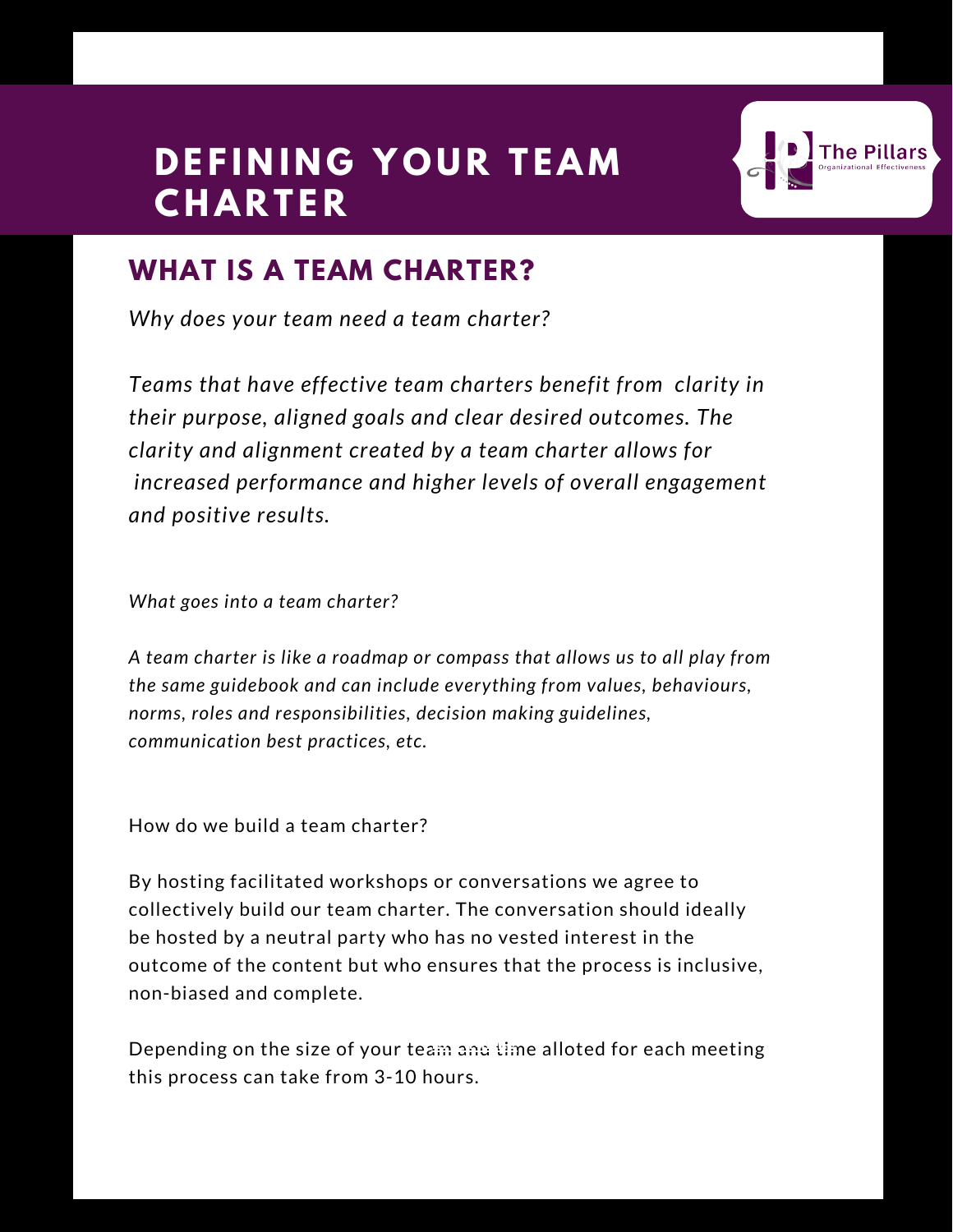# DEFINING YOUR TEAM CHARTER

The Pillars
Organizational Effectiveness

## WHAT IS A TEAM CHARTER?

*Why does your team need a team charter?*

*Teams that have effective team charters benefit from clarity in their purpose, aligned goals and clear desired outcomes. The clarity and alignment created by a team charter allows for increased performance and higher levels of overall engagement and positive results.*

*What goes into a team charter?*

*A team charter is like a roadmap or compass that allows us to all play from the same guidebook and can include everything from values, behaviours, norms, roles and responsibilities, decision making guidelines, communication best practices, etc.*

How do we build a team charter?

By hosting facilitated workshops or conversations we agree to collectively build our team charter. The conversation should ideally be hosted by a neutral party who has no vested interest in the outcome of the content but who ensures that the process is inclusive, non-biased and complete.

Depending on the size of your team and time alloted for each meeting this process can take from 3-10 hours.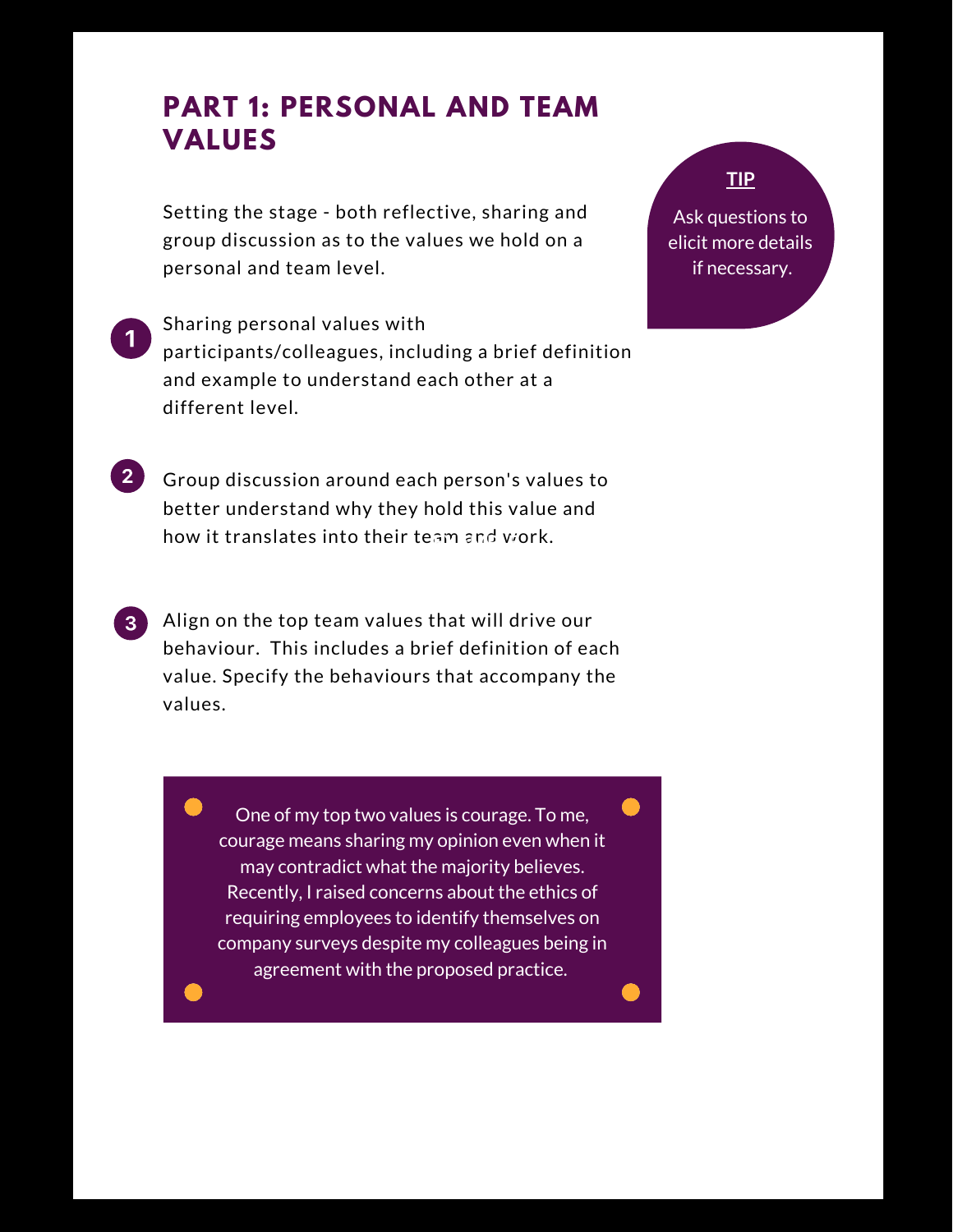## PART 1: PERSONAL AND TEAM VALUES

Setting the stage - both reflective, sharing and group discussion as to the values we hold on a personal and team level.

> **TIP**
>
> Ask questions to elicit more details if necessary.

1. Sharing personal values with participants/colleagues, including a brief definition and example to understand each other at a different level.

2. Group discussion around each person's values to better understand why they hold this value and how it translates into their team and work.

3. Align on the top team values that will drive our behaviour. This includes a brief definition of each value. Specify the behaviours that accompany the values.

> One of my top two values is courage. To me, courage means sharing my opinion even when it may contradict what the majority believes. Recently, I raised concerns about the ethics of requiring employees to identify themselves on company surveys despite my colleagues being in agreement with the proposed practice.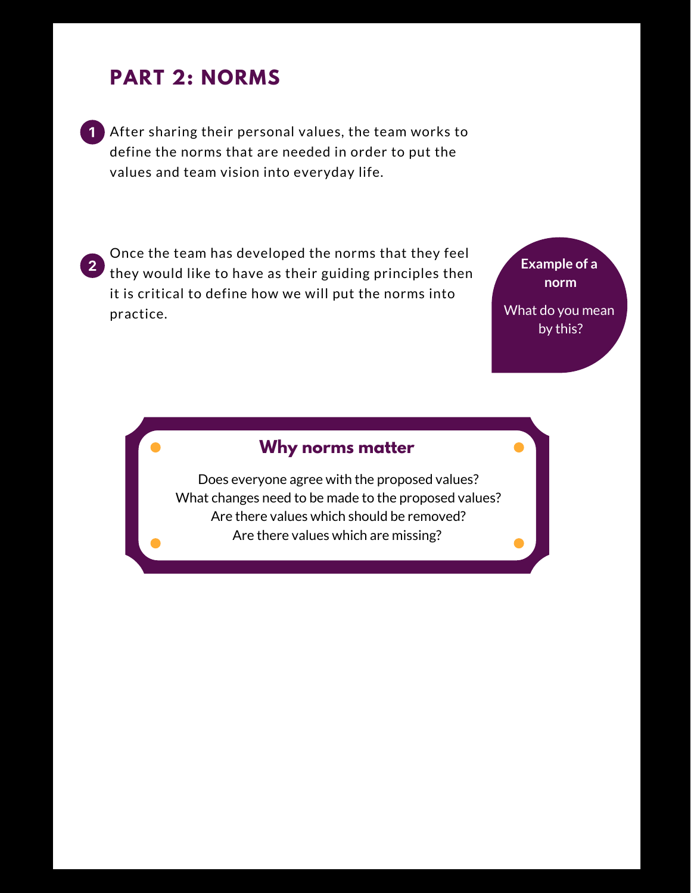## PART 2: NORMS

1. After sharing their personal values, the team works to define the norms that are needed in order to put the values and team vision into everyday life.

2. Once the team has developed the norms that they feel they would like to have as their guiding principles then it is critical to define how we will put the norms into practice.

**Example of a norm**

What do you mean by this?

### Why norms matter

Does everyone agree with the proposed values?
What changes need to be made to the proposed values?
Are there values which should be removed?
Are there values which are missing?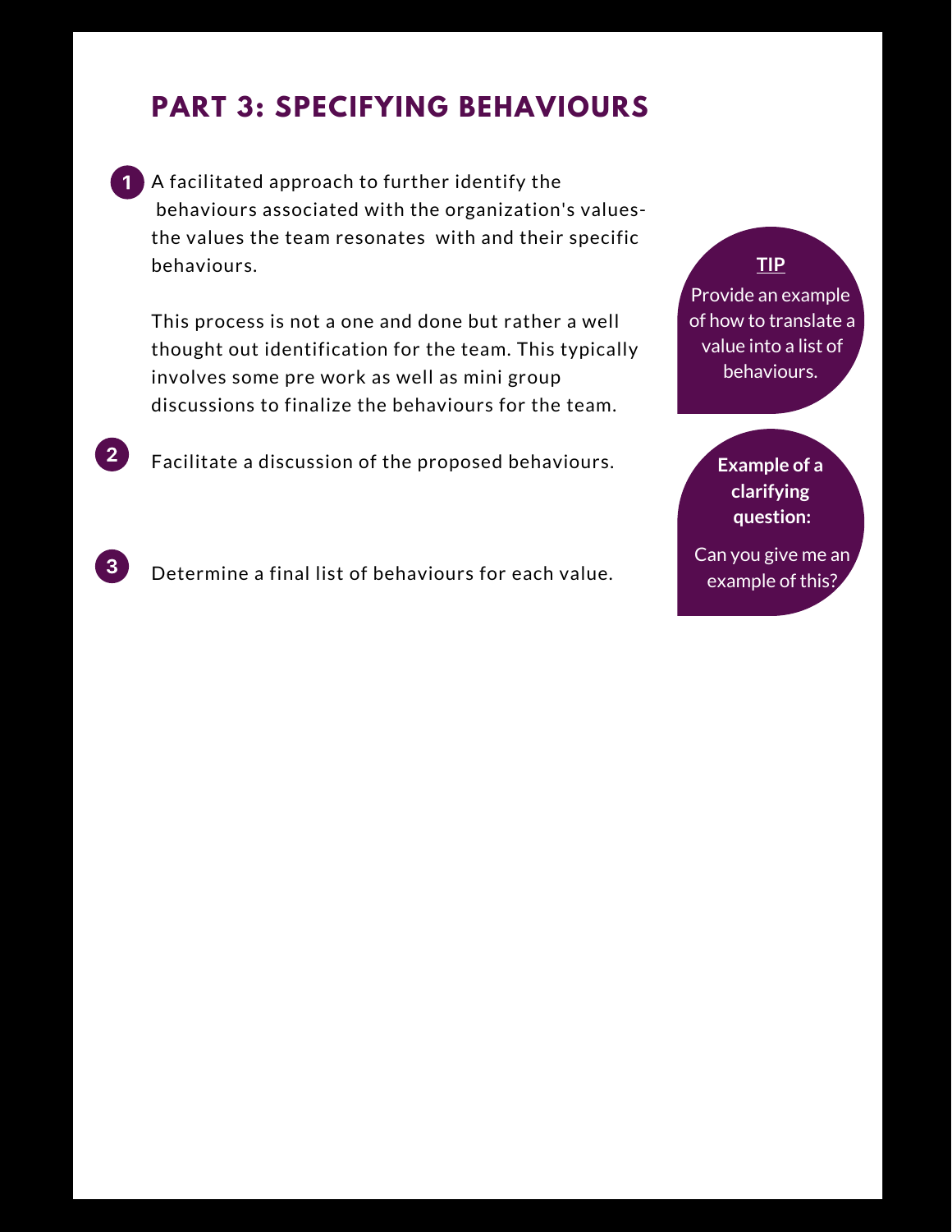## PART 3: SPECIFYING BEHAVIOURS

1. A facilitated approach to further identify the behaviours associated with the organization's values- the values the team resonates with and their specific behaviours.

   This process is not a one and done but rather a well thought out identification for the team. This typically involves some pre work as well as mini group discussions to finalize the behaviours for the team.

2. Facilitate a discussion of the proposed behaviours.

3. Determine a final list of behaviours for each value.

**TIP**

Provide an example of how to translate a value into a list of behaviours.

**Example of a clarifying question:**

Can you give me an example of this?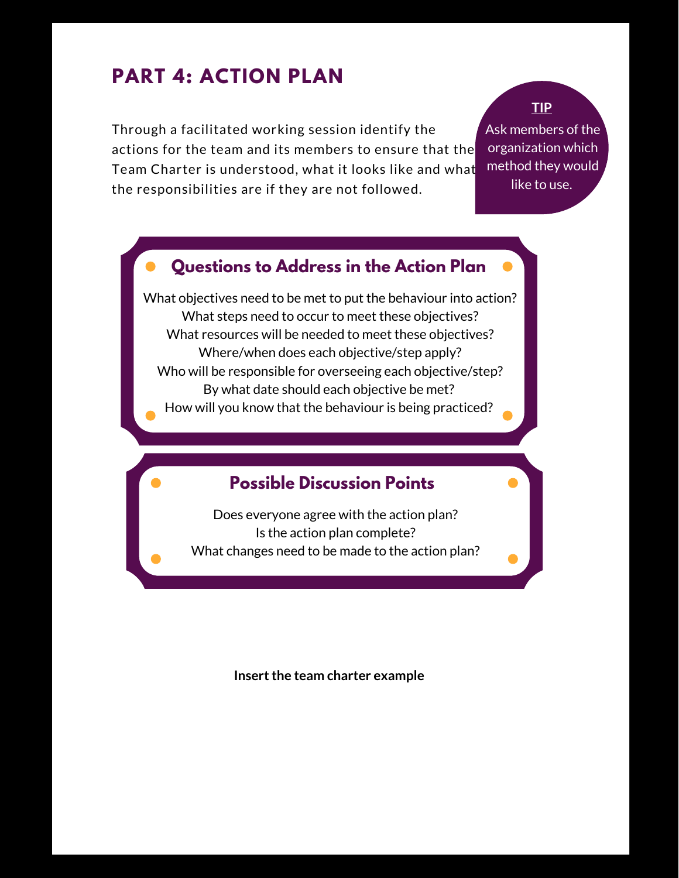## PART 4: ACTION PLAN

Through a facilitated working session identify the actions for the team and its members to ensure that the Team Charter is understood, what it looks like and what the responsibilities are if they are not followed.

**TIP**
Ask members of the organization which method they would like to use.

### Questions to Address in the Action Plan

What objectives need to be met to put the behaviour into action?
What steps need to occur to meet these objectives?
What resources will be needed to meet these objectives?
Where/when does each objective/step apply?
Who will be responsible for overseeing each objective/step?
By what date should each objective be met?
How will you know that the behaviour is being practiced?

### Possible Discussion Points

Does everyone agree with the action plan?
Is the action plan complete?
What changes need to be made to the action plan?

**Insert the team charter example**